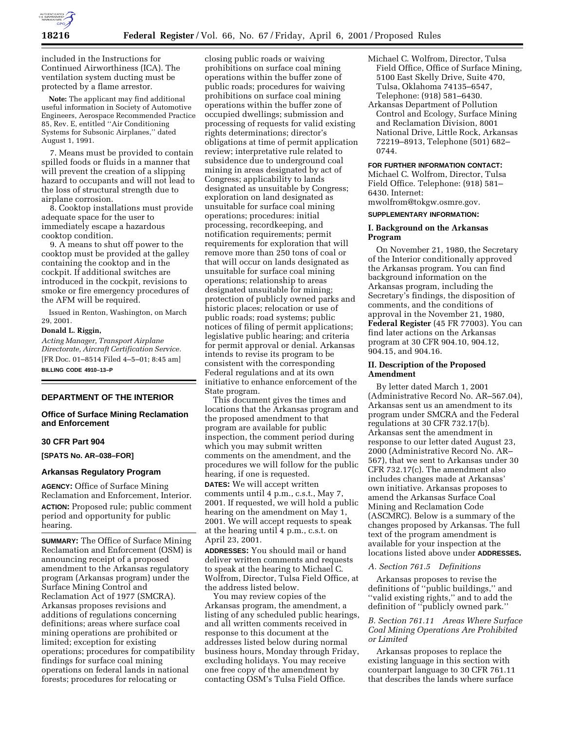included in the Instructions for Continued Airworthiness (ICA). The ventilation system ducting must be protected by a flame arrestor.

**Note:** The applicant may find additional useful information in Society of Automotive Engineers, Aerospace Recommended Practice 85, Rev. E, entitled ''Air Conditioning Systems for Subsonic Airplanes,'' dated August 1, 1991.

7. Means must be provided to contain spilled foods or fluids in a manner that will prevent the creation of a slipping hazard to occupants and will not lead to the loss of structural strength due to airplane corrosion.

8. Cooktop installations must provide adequate space for the user to immediately escape a hazardous cooktop condition.

9. A means to shut off power to the cooktop must be provided at the galley containing the cooktop and in the cockpit. If additional switches are introduced in the cockpit, revisions to smoke or fire emergency procedures of the AFM will be required.

Issued in Renton, Washington, on March 29, 2001.

**Donald L. Riggin,**

*Acting Manager, Transport Airplane Directorate, Aircraft Certification Service.*

[FR Doc. 01–8514 Filed 4–5–01; 8:45 am]

**BILLING CODE 4910–13–P**

## DEPARTMENT OF THE INTERIOR

### Office of Surface Mining Reclamation and Enforcement

### 30 CFR Part 904

**[SPATS No. AR–038–FOR]**

### Arkansas Regulatory Program

**AGENCY:** Office of Surface Mining Reclamation and Enforcement, Interior.

**ACTION:** Proposed rule; public comment period and opportunity for public hearing.

**SUMMARY:** The Office of Surface Mining Reclamation and Enforcement (OSM) is announcing receipt of a proposed amendment to the Arkansas regulatory program (Arkansas program) under the Surface Mining Control and Reclamation Act of 1977 (SMCRA). Arkansas proposes revisions and additions of regulations concerning definitions; areas where surface coal mining operations are prohibited or limited; exception for existing operations; procedures for compatibility findings for surface coal mining operations on federal lands in national forests; procedures for relocating or closing public roads or waiving prohibitions on surface coal mining operations within the buffer zone of public roads; procedures for waiving prohibitions on surface coal mining operations within the buffer zone of occupied dwellings; submission and processing of requests for valid existing rights determinations; director's obligations at time of permit application review; interpretative rule related to subsidence due to underground coal mining in areas designated by act of Congress; applicability to lands designated as unsuitable by Congress; exploration on land designated as unsuitable for surface coal mining operations; procedures: initial processing, recordkeeping, and notification requirements; permit requirements for exploration that will remove more than 250 tons of coal or that will occur on lands designated as unsuitable for surface coal mining operations; relationship to areas designated unsuitable for mining; protection of publicly owned parks and historic places; relocation or use of public roads; road systems; public notices of filing of permit applications; legislative public hearing; and criteria for permit approval or denial. Arkansas intends to revise its program to be consistent with the corresponding Federal regulations and at its own initiative to enhance enforcement of the State program.

This document gives the times and locations that the Arkansas program and the proposed amendment to that program are available for public inspection, the comment period during which you may submit written comments on the amendment, and the procedures we will follow for the public hearing, if one is requested.

**DATES:** We will accept written comments until 4 p.m., c.s.t., May 7, 2001. If requested, we will hold a public hearing on the amendment on May 1, 2001. We will accept requests to speak at the hearing until 4 p.m., c.s.t. on April 23, 2001.

**ADDRESSES:** You should mail or hand deliver written comments and requests to speak at the hearing to Michael C. Wolfrom, Director, Tulsa Field Office, at the address listed below.

You may review copies of the Arkansas program, the amendment, a listing of any scheduled public hearings, and all written comments received in response to this document at the addresses listed below during normal business hours, Monday through Friday, excluding holidays. You may receive one free copy of the amendment by contacting OSM's Tulsa Field Office.

Michael C. Wolfrom, Director, Tulsa Field Office, Office of Surface Mining, 5100 East Skelly Drive, Suite 470, Tulsa, Oklahoma 74135–6547, Telephone: (918) 581–6430.

Arkansas Department of Pollution Control and Ecology, Surface Mining and Reclamation Division, 8001 National Drive, Little Rock, Arkansas 72219–8913, Telephone (501) 682–0744.

**FOR FURTHER INFORMATION CONTACT:** Michael C. Wolfrom, Director, Tulsa Field Office. Telephone: (918) 581–6430. Internet: mwolfrom@tokgw.osmre.gov.

**SUPPLEMENTARY INFORMATION:**

### I. Background on the Arkansas Program

On November 21, 1980, the Secretary of the Interior conditionally approved the Arkansas program. You can find background information on the Arkansas program, including the Secretary's findings, the disposition of comments, and the conditions of approval in the November 21, 1980, **Federal Register** (45 FR 77003). You can find later actions on the Arkansas program at 30 CFR 904.10, 904.12, 904.15, and 904.16.

### II. Description of the Proposed Amendment

By letter dated March 1, 2001 (Administrative Record No. AR–567.04), Arkansas sent us an amendment to its program under SMCRA and the Federal regulations at 30 CFR 732.17(b). Arkansas sent the amendment in response to our letter dated August 23, 2000 (Administrative Record No. AR–567), that we sent to Arkansas under 30 CFR 732.17(c). The amendment also includes changes made at Arkansas' own initiative. Arkansas proposes to amend the Arkansas Surface Coal Mining and Reclamation Code (ASCMRC). Below is a summary of the changes proposed by Arkansas. The full text of the program amendment is available for your inspection at the locations listed above under **ADDRESSES.**

*A. Section 761.5 Definitions*

Arkansas proposes to revise the definitions of ''public buildings,'' and ''valid existing rights,'' and to add the definition of ''publicly owned park.''

*B. Section 761.11 Areas Where Surface Coal Mining Operations Are Prohibited or Limited*

Arkansas proposes to replace the existing language in this section with counterpart language to 30 CFR 761.11 that describes the lands where surface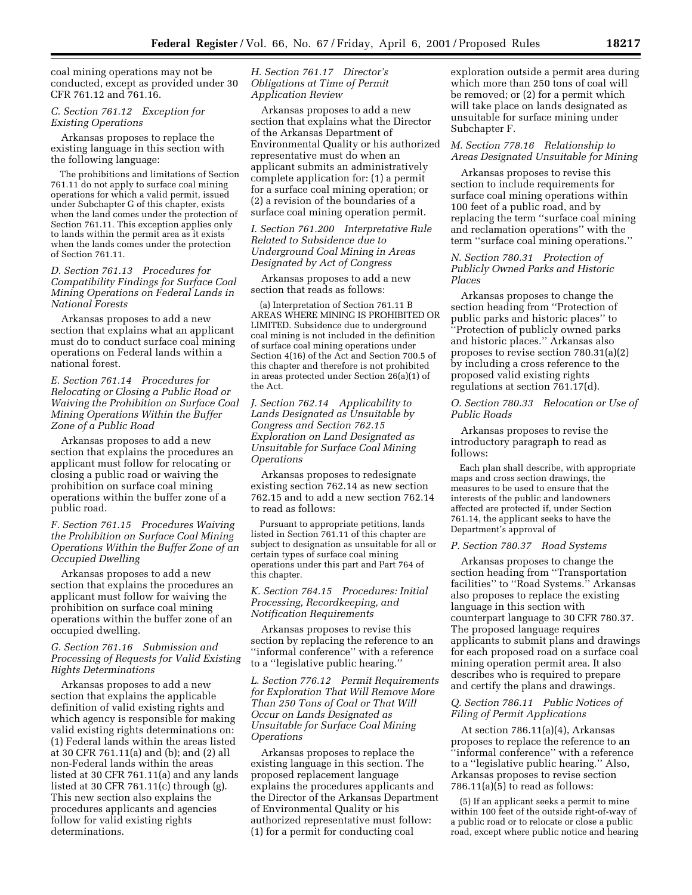coal mining operations may not be conducted, except as provided under 30 CFR 761.12 and 761.16.

### *C. Section 761.12 Exception for Existing Operations*

Arkansas proposes to replace the existing language in this section with the following language:

> The prohibitions and limitations of Section 761.11 do not apply to surface coal mining operations for which a valid permit, issued under Subchapter G of this chapter, exists when the land comes under the protection of Section 761.11. This exception applies only to lands within the permit area as it exists when the lands comes under the protection of Section 761.11.

### *D. Section 761.13 Procedures for Compatibility Findings for Surface Coal Mining Operations on Federal Lands in National Forests*

Arkansas proposes to add a new section that explains what an applicant must do to conduct surface coal mining operations on Federal lands within a national forest.

### *E. Section 761.14 Procedures for Relocating or Closing a Public Road or Waiving the Prohibition on Surface Coal Mining Operations Within the Buffer Zone of a Public Road*

Arkansas proposes to add a new section that explains the procedures an applicant must follow for relocating or closing a public road or waiving the prohibition on surface coal mining operations within the buffer zone of a public road.

### *F. Section 761.15 Procedures Waiving the Prohibition on Surface Coal Mining Operations Within the Buffer Zone of an Occupied Dwelling*

Arkansas proposes to add a new section that explains the procedures an applicant must follow for waiving the prohibition on surface coal mining operations within the buffer zone of an occupied dwelling.

### *G. Section 761.16 Submission and Processing of Requests for Valid Existing Rights Determinations*

Arkansas proposes to add a new section that explains the applicable definition of valid existing rights and which agency is responsible for making valid existing rights determinations on: (1) Federal lands within the areas listed at 30 CFR 761.11(a) and (b); and (2) all non-Federal lands within the areas listed at 30 CFR 761.11(a) and any lands listed at 30 CFR 761.11(c) through (g). This new section also explains the procedures applicants and agencies follow for valid existing rights determinations.

### *H. Section 761.17 Director's Obligations at Time of Permit Application Review*

Arkansas proposes to add a new section that explains what the Director of the Arkansas Department of Environmental Quality or his authorized representative must do when an applicant submits an administratively complete application for: (1) a permit for a surface coal mining operation; or (2) a revision of the boundaries of a surface coal mining operation permit.

### *I. Section 761.200 Interpretative Rule Related to Subsidence due to Underground Coal Mining in Areas Designated by Act of Congress*

Arkansas proposes to add a new section that reads as follows:

> (a) Interpretation of Section 761.11 B AREAS WHERE MINING IS PROHIBITED OR LIMITED. Subsidence due to underground coal mining is not included in the definition of surface coal mining operations under Section 4(16) of the Act and Section 700.5 of this chapter and therefore is not prohibited in areas protected under Section 26(a)(1) of the Act.

### *J. Section 762.14 Applicability to Lands Designated as Unsuitable by Congress and Section 762.15 Exploration on Land Designated as Unsuitable for Surface Coal Mining Operations*

Arkansas proposes to redesignate existing section 762.14 as new section 762.15 and to add a new section 762.14 to read as follows:

> Pursuant to appropriate petitions, lands listed in Section 761.11 of this chapter are subject to designation as unsuitable for all or certain types of surface coal mining operations under this part and Part 764 of this chapter.

### *K. Section 764.15 Procedures: Initial Processing, Recordkeeping, and Notification Requirements*

Arkansas proposes to revise this section by replacing the reference to an "informal conference" with a reference to a "legislative public hearing."

### *L. Section 776.12 Permit Requirements for Exploration That Will Remove More Than 250 Tons of Coal or That Will Occur on Lands Designated as Unsuitable for Surface Coal Mining Operations*

Arkansas proposes to replace the existing language in this section. The proposed replacement language explains the procedures applicants and the Director of the Arkansas Department of Environmental Quality or his authorized representative must follow: (1) for a permit for conducting coal exploration outside a permit area during which more than 250 tons of coal will be removed; or (2) for a permit which will take place on lands designated as unsuitable for surface mining under Subchapter F.

### *M. Section 778.16 Relationship to Areas Designated Unsuitable for Mining*

Arkansas proposes to revise this section to include requirements for surface coal mining operations within 100 feet of a public road, and by replacing the term "surface coal mining and reclamation operations" with the term "surface coal mining operations."

### *N. Section 780.31 Protection of Publicly Owned Parks and Historic Places*

Arkansas proposes to change the section heading from "Protection of public parks and historic places" to "Protection of publicly owned parks and historic places." Arkansas also proposes to revise section 780.31(a)(2) by including a cross reference to the proposed valid existing rights regulations at section 761.17(d).

### *O. Section 780.33 Relocation or Use of Public Roads*

Arkansas proposes to revise the introductory paragraph to read as follows:

> Each plan shall describe, with appropriate maps and cross section drawings, the measures to be used to ensure that the interests of the public and landowners affected are protected if, under Section 761.14, the applicant seeks to have the Department's approval of

### *P. Section 780.37 Road Systems*

Arkansas proposes to change the section heading from "Transportation facilities" to "Road Systems." Arkansas also proposes to replace the existing language in this section with counterpart language to 30 CFR 780.37. The proposed language requires applicants to submit plans and drawings for each proposed road on a surface coal mining operation permit area. It also describes who is required to prepare and certify the plans and drawings.

### *Q. Section 786.11 Public Notices of Filing of Permit Applications*

At section 786.11(a)(4), Arkansas proposes to replace the reference to an "informal conference" with a reference to a "legislative public hearing." Also, Arkansas proposes to revise section 786.11(a)(5) to read as follows:

> (5) If an applicant seeks a permit to mine within 100 feet of the outside right-of-way of a public road or to relocate or close a public road, except where public notice and hearing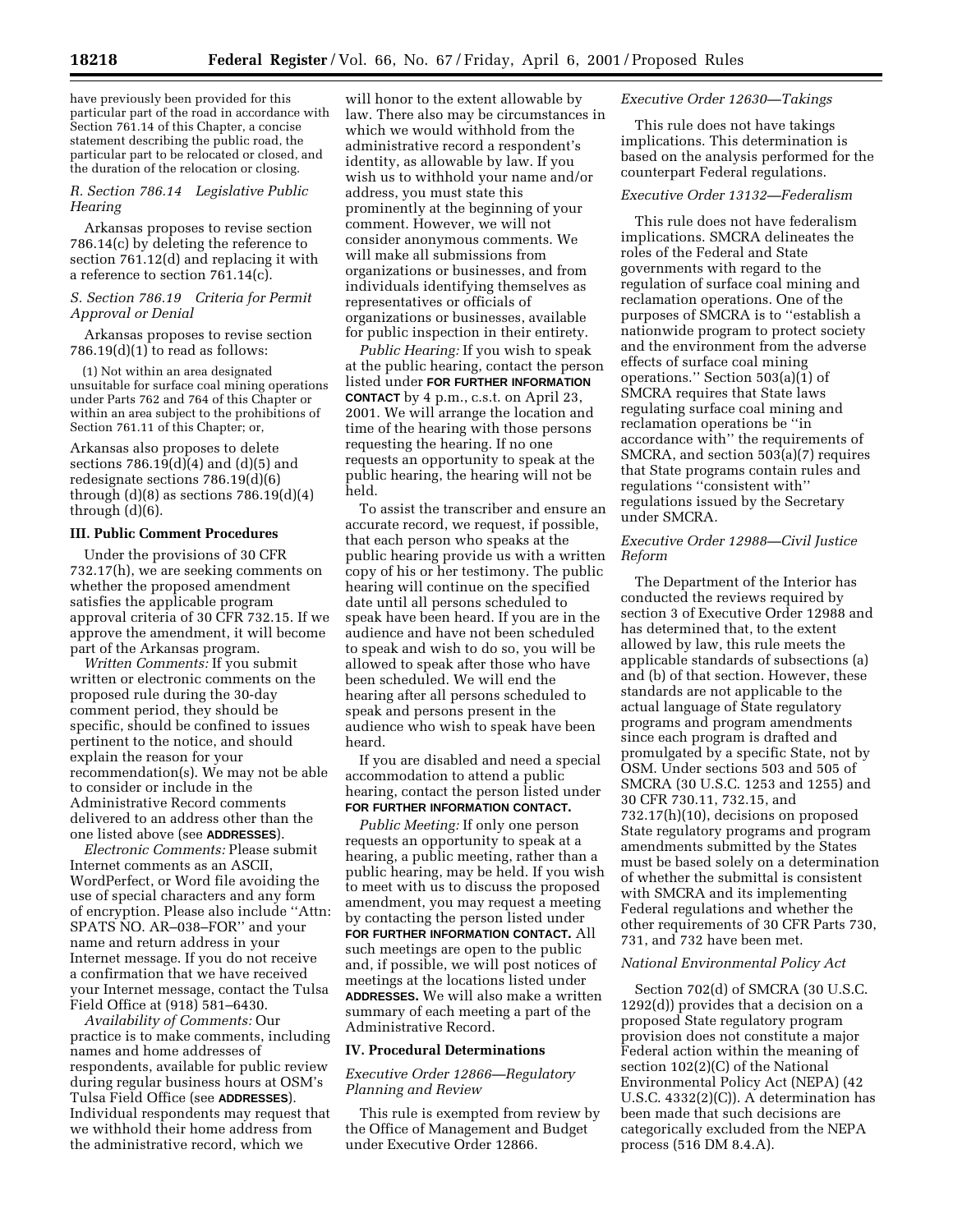have previously been provided for this particular part of the road in accordance with Section 761.14 of this Chapter, a concise statement describing the public road, the particular part to be relocated or closed, and the duration of the relocation or closing.

### R. Section 786.14 Legislative Public Hearing

Arkansas proposes to revise section 786.14(c) by deleting the reference to section 761.12(d) and replacing it with a reference to section 761.14(c).

### S. Section 786.19 Criteria for Permit Approval or Denial

Arkansas proposes to revise section 786.19(d)(1) to read as follows:

(1) Not within an area designated unsuitable for surface coal mining operations under Parts 762 and 764 of this Chapter or within an area subject to the prohibitions of Section 761.11 of this Chapter; or,

Arkansas also proposes to delete sections 786.19(d)(4) and (d)(5) and redesignate sections 786.19(d)(6) through (d)(8) as sections 786.19(d)(4) through (d)(6).

## III. Public Comment Procedures

Under the provisions of 30 CFR 732.17(h), we are seeking comments on whether the proposed amendment satisfies the applicable program approval criteria of 30 CFR 732.15. If we approve the amendment, it will become part of the Arkansas program.

*Written Comments:* If you submit written or electronic comments on the proposed rule during the 30-day comment period, they should be specific, should be confined to issues pertinent to the notice, and should explain the reason for your recommendation(s). We may not be able to consider or include in the Administrative Record comments delivered to an address other than the one listed above (see **ADDRESSES**).

*Electronic Comments:* Please submit Internet comments as an ASCII, WordPerfect, or Word file avoiding the use of special characters and any form of encryption. Please also include ''Attn: SPATS NO. AR–038–FOR'' and your name and return address in your Internet message. If you do not receive a confirmation that we have received your Internet message, contact the Tulsa Field Office at (918) 581–6430.

*Availability of Comments:* Our practice is to make comments, including names and home addresses of respondents, available for public review during regular business hours at OSM's Tulsa Field Office (see **ADDRESSES**). Individual respondents may request that we withhold their home address from the administrative record, which we will honor to the extent allowable by law. There also may be circumstances in which we would withhold from the administrative record a respondent's identity, as allowable by law. If you wish us to withhold your name and/or address, you must state this prominently at the beginning of your comment. However, we will not consider anonymous comments. We will make all submissions from organizations or businesses, and from individuals identifying themselves as representatives or officials of organizations or businesses, available for public inspection in their entirety.

*Public Hearing:* If you wish to speak at the public hearing, contact the person listed under **FOR FURTHER INFORMATION CONTACT** by 4 p.m., c.s.t. on April 23, 2001. We will arrange the location and time of the hearing with those persons requesting the hearing. If no one requests an opportunity to speak at the public hearing, the hearing will not be held.

To assist the transcriber and ensure an accurate record, we request, if possible, that each person who speaks at the public hearing provide us with a written copy of his or her testimony. The public hearing will continue on the specified date until all persons scheduled to speak have been heard. If you are in the audience and have not been scheduled to speak and wish to do so, you will be allowed to speak after those who have been scheduled. We will end the hearing after all persons scheduled to speak and persons present in the audience who wish to speak have been heard.

If you are disabled and need a special accommodation to attend a public hearing, contact the person listed under **FOR FURTHER INFORMATION CONTACT.**

*Public Meeting:* If only one person requests an opportunity to speak at a hearing, a public meeting, rather than a public hearing, may be held. If you wish to meet with us to discuss the proposed amendment, you may request a meeting by contacting the person listed under **FOR FURTHER INFORMATION CONTACT.** All such meetings are open to the public and, if possible, we will post notices of meetings at the locations listed under **ADDRESSES.** We will also make a written summary of each meeting a part of the Administrative Record.

## IV. Procedural Determinations

### Executive Order 12866—Regulatory Planning and Review

This rule is exempted from review by the Office of Management and Budget under Executive Order 12866.

### Executive Order 12630—Takings

This rule does not have takings implications. This determination is based on the analysis performed for the counterpart Federal regulations.

### Executive Order 13132—Federalism

This rule does not have federalism implications. SMCRA delineates the roles of the Federal and State governments with regard to the regulation of surface coal mining and reclamation operations. One of the purposes of SMCRA is to ''establish a nationwide program to protect society and the environment from the adverse effects of surface coal mining operations.'' Section 503(a)(1) of SMCRA requires that State laws regulating surface coal mining and reclamation operations be ''in accordance with'' the requirements of SMCRA, and section 503(a)(7) requires that State programs contain rules and regulations ''consistent with'' regulations issued by the Secretary under SMCRA.

### Executive Order 12988—Civil Justice Reform

The Department of the Interior has conducted the reviews required by section 3 of Executive Order 12988 and has determined that, to the extent allowed by law, this rule meets the applicable standards of subsections (a) and (b) of that section. However, these standards are not applicable to the actual language of State regulatory programs and program amendments since each program is drafted and promulgated by a specific State, not by OSM. Under sections 503 and 505 of SMCRA (30 U.S.C. 1253 and 1255) and 30 CFR 730.11, 732.15, and 732.17(h)(10), decisions on proposed State regulatory programs and program amendments submitted by the States must be based solely on a determination of whether the submittal is consistent with SMCRA and its implementing Federal regulations and whether the other requirements of 30 CFR Parts 730, 731, and 732 have been met.

### National Environmental Policy Act

Section 702(d) of SMCRA (30 U.S.C. 1292(d)) provides that a decision on a proposed State regulatory program provision does not constitute a major Federal action within the meaning of section 102(2)(C) of the National Environmental Policy Act (NEPA) (42 U.S.C. 4332(2)(C)). A determination has been made that such decisions are categorically excluded from the NEPA process (516 DM 8.4.A).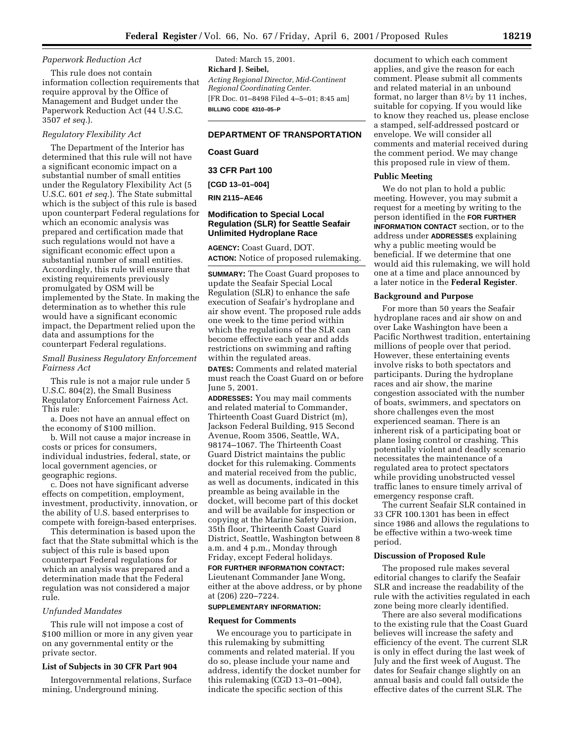*Paperwork Reduction Act*

This rule does not contain information collection requirements that require approval by the Office of Management and Budget under the Paperwork Reduction Act (44 U.S.C. 3507 *et seq.*).

*Regulatory Flexibility Act*

The Department of the Interior has determined that this rule will not have a significant economic impact on a substantial number of small entities under the Regulatory Flexibility Act (5 U.S.C. 601 *et seq.*). The State submittal which is the subject of this rule is based upon counterpart Federal regulations for which an economic analysis was prepared and certification made that such regulations would not have a significant economic effect upon a substantial number of small entities. Accordingly, this rule will ensure that existing requirements previously promulgated by OSM will be implemented by the State. In making the determination as to whether this rule would have a significant economic impact, the Department relied upon the data and assumptions for the counterpart Federal regulations.

*Small Business Regulatory Enforcement Fairness Act*

This rule is not a major rule under 5 U.S.C. 804(2), the Small Business Regulatory Enforcement Fairness Act. This rule:

a. Does not have an annual effect on the economy of $100 million.

b. Will not cause a major increase in costs or prices for consumers, individual industries, federal, state, or local government agencies, or geographic regions.

c. Does not have significant adverse effects on competition, employment, investment, productivity, innovation, or the ability of U.S. based enterprises to compete with foreign-based enterprises.

This determination is based upon the fact that the State submittal which is the subject of this rule is based upon counterpart Federal regulations for which an analysis was prepared and a determination made that the Federal regulation was not considered a major rule.

*Unfunded Mandates*

This rule will not impose a cost of $100 million or more in any given year on any governmental entity or the private sector.

**List of Subjects in 30 CFR Part 904**

Intergovernmental relations, Surface mining, Underground mining.

Dated: March 15, 2001.

**Richard J. Seibel,**

*Acting Regional Director, Mid-Continent Regional Coordinating Center.*

[FR Doc. 01–8498 Filed 4–5–01; 8:45 am]

**BILLING CODE 4310–05–P**

---

## DEPARTMENT OF TRANSPORTATION

## Coast Guard

## 33 CFR Part 100

**[CGD 13–01–004]**

**RIN 2115–AE46**

## Modification to Special Local Regulation (SLR) for Seattle Seafair Unlimited Hydroplane Race

**AGENCY:** Coast Guard, DOT.

**ACTION:** Notice of proposed rulemaking.

**SUMMARY:** The Coast Guard proposes to update the Seafair Special Local Regulation (SLR) to enhance the safe execution of Seafair's hydroplane and air show event. The proposed rule adds one week to the time period within which the regulations of the SLR can become effective each year and adds restrictions on swimming and rafting within the regulated areas.

**DATES:** Comments and related material must reach the Coast Guard on or before June 5, 2001.

**ADDRESSES:** You may mail comments and related material to Commander, Thirteenth Coast Guard District (m), Jackson Federal Building, 915 Second Avenue, Room 3506, Seattle, WA, 98174–1067. The Thirteenth Coast Guard District maintains the public docket for this rulemaking. Comments and material received from the public, as well as documents, indicated in this preamble as being available in the docket, will become part of this docket and will be available for inspection or copying at the Marine Safety Division, 35th floor, Thirteenth Coast Guard District, Seattle, Washington between 8 a.m. and 4 p.m., Monday through Friday, except Federal holidays.

**FOR FURTHER INFORMATION CONTACT:** Lieutenant Commander Jane Wong, either at the above address, or by phone at (206) 220–7224.

**SUPPLEMENTARY INFORMATION:**

**Request for Comments**

We encourage you to participate in this rulemaking by submitting comments and related material. If you do so, please include your name and address, identify the docket number for this rulemaking (CGD 13–01–004), indicate the specific section of this document to which each comment applies, and give the reason for each comment. Please submit all comments and related material in an unbound format, no larger than 8½ by 11 inches, suitable for copying. If you would like to know they reached us, please enclose a stamped, self-addressed postcard or envelope. We will consider all comments and material received during the comment period. We may change this proposed rule in view of them.

**Public Meeting**

We do not plan to hold a public meeting. However, you may submit a request for a meeting by writing to the person identified in the **FOR FURTHER INFORMATION CONTACT** section, or to the address under **ADDRESSES** explaining why a public meeting would be beneficial. If we determine that one would aid this rulemaking, we will hold one at a time and place announced by a later notice in the **Federal Register**.

**Background and Purpose**

For more than 50 years the Seafair hydroplane races and air show on and over Lake Washington have been a Pacific Northwest tradition, entertaining millions of people over that period. However, these entertaining events involve risks to both spectators and participants. During the hydroplane races and air show, the marine congestion associated with the number of boats, swimmers, and spectators on shore challenges even the most experienced seaman. There is an inherent risk of a participating boat or plane losing control or crashing. This potentially violent and deadly scenario necessitates the maintenance of a regulated area to protect spectators while providing unobstructed vessel traffic lanes to ensure timely arrival of emergency response craft.

The current Seafair SLR contained in 33 CFR 100.1301 has been in effect since 1986 and allows the regulations to be effective within a two-week time period.

**Discussion of Proposed Rule**

The proposed rule makes several editorial changes to clarify the Seafair SLR and increase the readability of the rule with the activities regulated in each zone being more clearly identified.

There are also several modifications to the existing rule that the Coast Guard believes will increase the safety and efficiency of the event. The current SLR is only in effect during the last week of July and the first week of August. The dates for Seafair change slightly on an annual basis and could fall outside the effective dates of the current SLR. The